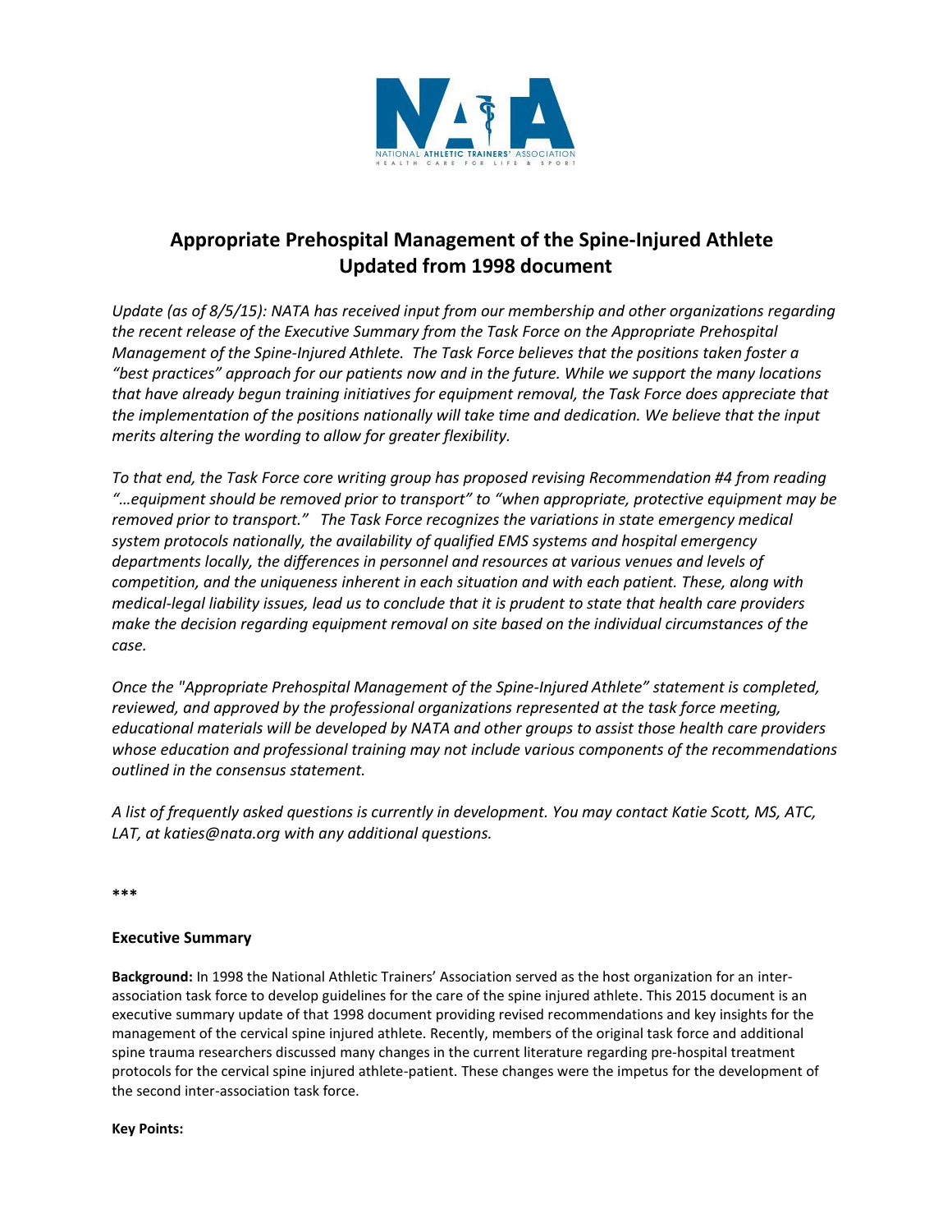NATIONAL ATHLETIC TRAINERS' ASSOCIATION
HEALTH CARE FOR LIFE & SPORT

# Appropriate Prehospital Management of the Spine-Injured Athlete
## Updated from 1998 document

*Update (as of 8/5/15): NATA has received input from our membership and other organizations regarding the recent release of the Executive Summary from the Task Force on the Appropriate Prehospital Management of the Spine-Injured Athlete. The Task Force believes that the positions taken foster a "best practices" approach for our patients now and in the future. While we support the many locations that have already begun training initiatives for equipment removal, the Task Force does appreciate that the implementation of the positions nationally will take time and dedication. We believe that the input merits altering the wording to allow for greater flexibility.*

*To that end, the Task Force core writing group has proposed revising Recommendation #4 from reading "…equipment should be removed prior to transport" to "when appropriate, protective equipment may be removed prior to transport." The Task Force recognizes the variations in state emergency medical system protocols nationally, the availability of qualified EMS systems and hospital emergency departments locally, the differences in personnel and resources at various venues and levels of competition, and the uniqueness inherent in each situation and with each patient. These, along with medical-legal liability issues, lead us to conclude that it is prudent to state that health care providers make the decision regarding equipment removal on site based on the individual circumstances of the case.*

*Once the "Appropriate Prehospital Management of the Spine-Injured Athlete" statement is completed, reviewed, and approved by the professional organizations represented at the task force meeting, educational materials will be developed by NATA and other groups to assist those health care providers whose education and professional training may not include various components of the recommendations outlined in the consensus statement.*

*A list of frequently asked questions is currently in development. You may contact Katie Scott, MS, ATC, LAT, at katies@nata.org with any additional questions.*

***

### Executive Summary

**Background:** In 1998 the National Athletic Trainers' Association served as the host organization for an inter-association task force to develop guidelines for the care of the spine injured athlete. This 2015 document is an executive summary update of that 1998 document providing revised recommendations and key insights for the management of the cervical spine injured athlete. Recently, members of the original task force and additional spine trauma researchers discussed many changes in the current literature regarding pre-hospital treatment protocols for the cervical spine injured athlete-patient. These changes were the impetus for the development of the second inter-association task force.

**Key Points:**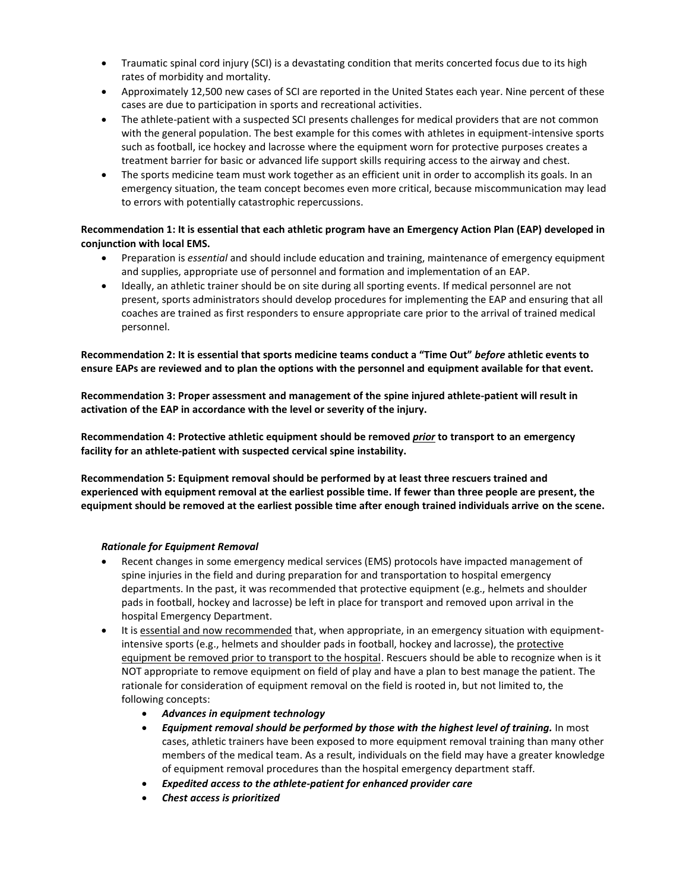- Traumatic spinal cord injury (SCI) is a devastating condition that merits concerted focus due to its high rates of morbidity and mortality.
- Approximately 12,500 new cases of SCI are reported in the United States each year. Nine percent of these cases are due to participation in sports and recreational activities.
- The athlete-patient with a suspected SCI presents challenges for medical providers that are not common with the general population. The best example for this comes with athletes in equipment-intensive sports such as football, ice hockey and lacrosse where the equipment worn for protective purposes creates a treatment barrier for basic or advanced life support skills requiring access to the airway and chest.
- The sports medicine team must work together as an efficient unit in order to accomplish its goals. In an emergency situation, the team concept becomes even more critical, because miscommunication may lead to errors with potentially catastrophic repercussions.

**Recommendation 1: It is essential that each athletic program have an Emergency Action Plan (EAP) developed in conjunction with local EMS.**

- Preparation is *essential* and should include education and training, maintenance of emergency equipment and supplies, appropriate use of personnel and formation and implementation of an EAP.
- Ideally, an athletic trainer should be on site during all sporting events. If medical personnel are not present, sports administrators should develop procedures for implementing the EAP and ensuring that all coaches are trained as first responders to ensure appropriate care prior to the arrival of trained medical personnel.

**Recommendation 2: It is essential that sports medicine teams conduct a "Time Out" *before* athletic events to ensure EAPs are reviewed and to plan the options with the personnel and equipment available for that event.**

**Recommendation 3: Proper assessment and management of the spine injured athlete-patient will result in activation of the EAP in accordance with the level or severity of the injury.**

**Recommendation 4: Protective athletic equipment should be removed <u>*prior*</u> to transport to an emergency facility for an athlete-patient with suspected cervical spine instability.**

**Recommendation 5: Equipment removal should be performed by at least three rescuers trained and experienced with equipment removal at the earliest possible time. If fewer than three people are present, the equipment should be removed at the earliest possible time after enough trained individuals arrive on the scene.**

***Rationale for Equipment Removal***

- Recent changes in some emergency medical services (EMS) protocols have impacted management of spine injuries in the field and during preparation for and transportation to hospital emergency departments. In the past, it was recommended that protective equipment (e.g., helmets and shoulder pads in football, hockey and lacrosse) be left in place for transport and removed upon arrival in the hospital Emergency Department.
- It is <u>essential and now recommended</u> that, when appropriate, in an emergency situation with equipment-intensive sports (e.g., helmets and shoulder pads in football, hockey and lacrosse), the <u>protective equipment be removed prior to transport to the hospital</u>. Rescuers should be able to recognize when is it NOT appropriate to remove equipment on field of play and have a plan to best manage the patient. The rationale for consideration of equipment removal on the field is rooted in, but not limited to, the following concepts:
  - ***Advances in equipment technology***
  - ***Equipment removal should be performed by those with the highest level of training.*** In most cases, athletic trainers have been exposed to more equipment removal training than many other members of the medical team. As a result, individuals on the field may have a greater knowledge of equipment removal procedures than the hospital emergency department staff.
  - ***Expedited access to the athlete-patient for enhanced provider care***
  - ***Chest access is prioritized***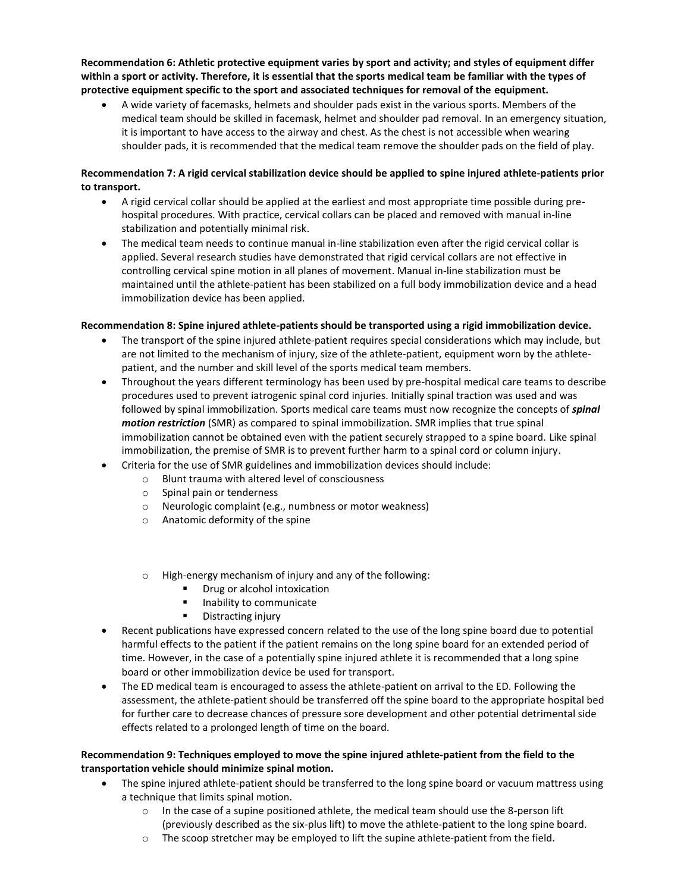**Recommendation 6: Athletic protective equipment varies by sport and activity; and styles of equipment differ within a sport or activity. Therefore, it is essential that the sports medical team be familiar with the types of protective equipment specific to the sport and associated techniques for removal of the equipment.**

- A wide variety of facemasks, helmets and shoulder pads exist in the various sports. Members of the medical team should be skilled in facemask, helmet and shoulder pad removal. In an emergency situation, it is important to have access to the airway and chest. As the chest is not accessible when wearing shoulder pads, it is recommended that the medical team remove the shoulder pads on the field of play.

**Recommendation 7: A rigid cervical stabilization device should be applied to spine injured athlete-patients prior to transport.**

- A rigid cervical collar should be applied at the earliest and most appropriate time possible during pre-hospital procedures. With practice, cervical collars can be placed and removed with manual in-line stabilization and potentially minimal risk.
- The medical team needs to continue manual in-line stabilization even after the rigid cervical collar is applied. Several research studies have demonstrated that rigid cervical collars are not effective in controlling cervical spine motion in all planes of movement. Manual in-line stabilization must be maintained until the athlete-patient has been stabilized on a full body immobilization device and a head immobilization device has been applied.

**Recommendation 8: Spine injured athlete-patients should be transported using a rigid immobilization device.**

- The transport of the spine injured athlete-patient requires special considerations which may include, but are not limited to the mechanism of injury, size of the athlete-patient, equipment worn by the athlete-patient, and the number and skill level of the sports medical team members.
- Throughout the years different terminology has been used by pre-hospital medical care teams to describe procedures used to prevent iatrogenic spinal cord injuries. Initially spinal traction was used and was followed by spinal immobilization. Sports medical care teams must now recognize the concepts of ***spinal motion restriction*** (SMR) as compared to spinal immobilization. SMR implies that true spinal immobilization cannot be obtained even with the patient securely strapped to a spine board. Like spinal immobilization, the premise of SMR is to prevent further harm to a spinal cord or column injury.
- Criteria for the use of SMR guidelines and immobilization devices should include:
  - Blunt trauma with altered level of consciousness
  - Spinal pain or tenderness
  - Neurologic complaint (e.g., numbness or motor weakness)
  - Anatomic deformity of the spine
  - High-energy mechanism of injury and any of the following:
    - Drug or alcohol intoxication
    - Inability to communicate
    - Distracting injury
- Recent publications have expressed concern related to the use of the long spine board due to potential harmful effects to the patient if the patient remains on the long spine board for an extended period of time. However, in the case of a potentially spine injured athlete it is recommended that a long spine board or other immobilization device be used for transport.
- The ED medical team is encouraged to assess the athlete-patient on arrival to the ED. Following the assessment, the athlete-patient should be transferred off the spine board to the appropriate hospital bed for further care to decrease chances of pressure sore development and other potential detrimental side effects related to a prolonged length of time on the board.

**Recommendation 9: Techniques employed to move the spine injured athlete-patient from the field to the transportation vehicle should minimize spinal motion.**

- The spine injured athlete-patient should be transferred to the long spine board or vacuum mattress using a technique that limits spinal motion.
  - In the case of a supine positioned athlete, the medical team should use the 8-person lift (previously described as the six-plus lift) to move the athlete-patient to the long spine board.
  - The scoop stretcher may be employed to lift the supine athlete-patient from the field.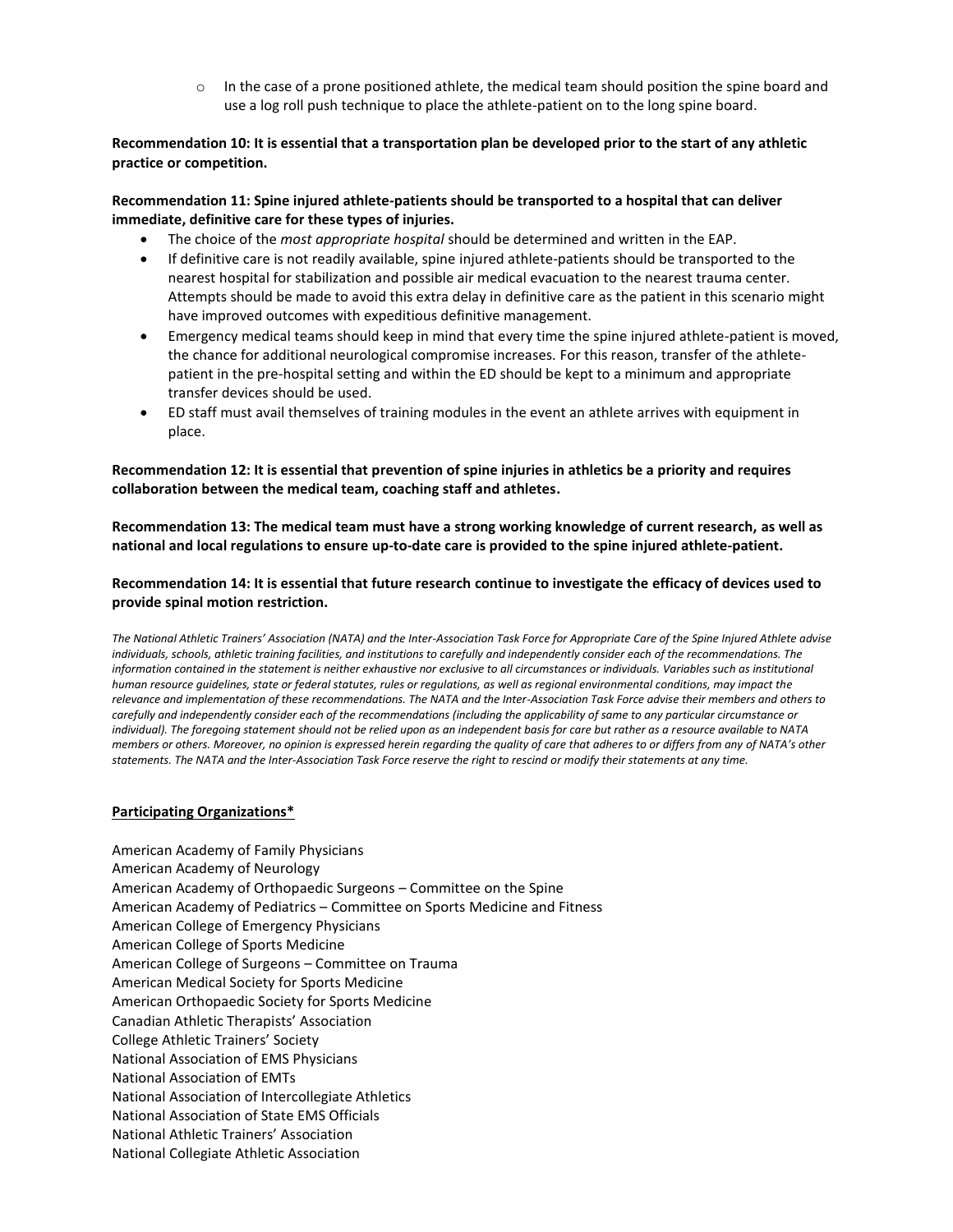- In the case of a prone positioned athlete, the medical team should position the spine board and use a log roll push technique to place the athlete-patient on to the long spine board.

**Recommendation 10: It is essential that a transportation plan be developed prior to the start of any athletic practice or competition.**

**Recommendation 11: Spine injured athlete-patients should be transported to a hospital that can deliver immediate, definitive care for these types of injuries.**

- The choice of the *most appropriate hospital* should be determined and written in the EAP.
- If definitive care is not readily available, spine injured athlete-patients should be transported to the nearest hospital for stabilization and possible air medical evacuation to the nearest trauma center. Attempts should be made to avoid this extra delay in definitive care as the patient in this scenario might have improved outcomes with expeditious definitive management.
- Emergency medical teams should keep in mind that every time the spine injured athlete-patient is moved, the chance for additional neurological compromise increases. For this reason, transfer of the athlete-patient in the pre-hospital setting and within the ED should be kept to a minimum and appropriate transfer devices should be used.
- ED staff must avail themselves of training modules in the event an athlete arrives with equipment in place.

**Recommendation 12: It is essential that prevention of spine injuries in athletics be a priority and requires collaboration between the medical team, coaching staff and athletes.**

**Recommendation 13: The medical team must have a strong working knowledge of current research, as well as national and local regulations to ensure up-to-date care is provided to the spine injured athlete-patient.**

**Recommendation 14: It is essential that future research continue to investigate the efficacy of devices used to provide spinal motion restriction.**

*The National Athletic Trainers' Association (NATA) and the Inter-Association Task Force for Appropriate Care of the Spine Injured Athlete advise individuals, schools, athletic training facilities, and institutions to carefully and independently consider each of the recommendations. The information contained in the statement is neither exhaustive nor exclusive to all circumstances or individuals. Variables such as institutional human resource guidelines, state or federal statutes, rules or regulations, as well as regional environmental conditions, may impact the relevance and implementation of these recommendations. The NATA and the Inter-Association Task Force advise their members and others to carefully and independently consider each of the recommendations (including the applicability of same to any particular circumstance or individual). The foregoing statement should not be relied upon as an independent basis for care but rather as a resource available to NATA members or others. Moreover, no opinion is expressed herein regarding the quality of care that adheres to or differs from any of NATA's other statements. The NATA and the Inter-Association Task Force reserve the right to rescind or modify their statements at any time.*

**Participating Organizations***

American Academy of Family Physicians
American Academy of Neurology
American Academy of Orthopaedic Surgeons – Committee on the Spine
American Academy of Pediatrics – Committee on Sports Medicine and Fitness
American College of Emergency Physicians
American College of Sports Medicine
American College of Surgeons – Committee on Trauma
American Medical Society for Sports Medicine
American Orthopaedic Society for Sports Medicine
Canadian Athletic Therapists' Association
College Athletic Trainers' Society
National Association of EMS Physicians
National Association of EMTs
National Association of Intercollegiate Athletics
National Association of State EMS Officials
National Athletic Trainers' Association
National Collegiate Athletic Association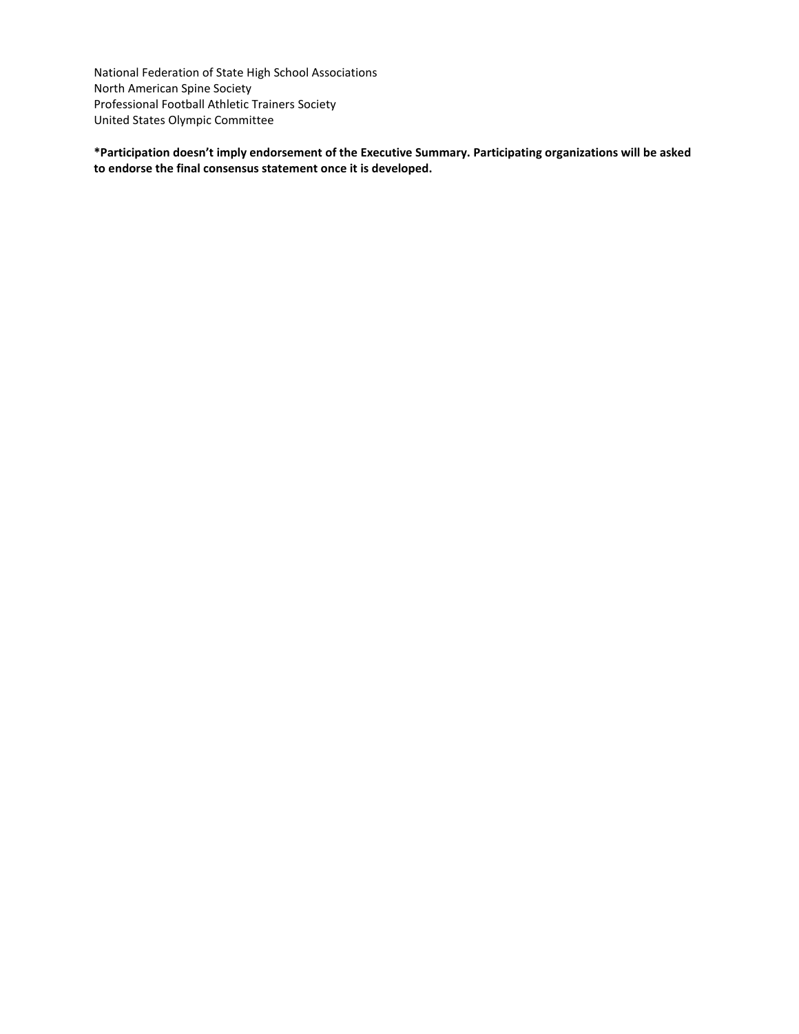National Federation of State High School Associations
North American Spine Society
Professional Football Athletic Trainers Society
United States Olympic Committee

***Participation doesn't imply endorsement of the Executive Summary. Participating organizations will be asked to endorse the final consensus statement once it is developed.**